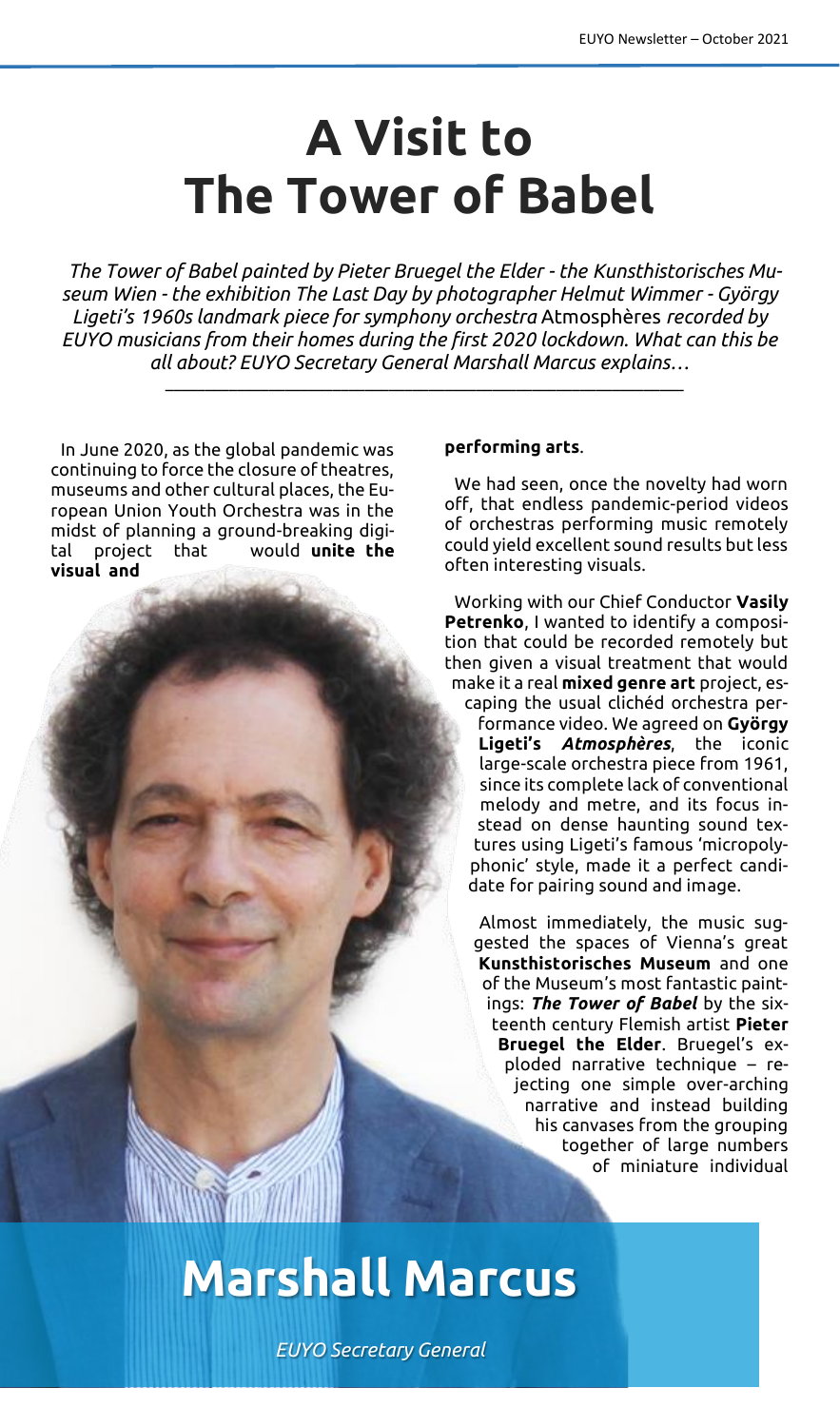# A Visit to The Tower of Babel

*The Tower of Babel painted by Pieter Bruegel the Elder - the Kunsthistorisches Museum Wien - the exhibition The Last Day by photographer Helmut Wimmer - György Ligeti's 1960s landmark piece for symphony orchestra* Atmosphères *recorded by EUYO musicians from their homes during the first 2020 lockdown. What can this be all about? EUYO Secretary General Marshall Marcus explains…*

---

In June 2020, as the global pandemic was continuing to force the closure of theatres, museums and other cultural places, the European Union Youth Orchestra was in the midst of planning a ground-breaking digital project that would **unite the visual and performing arts**.

We had seen, once the novelty had worn off, that endless pandemic-period videos of orchestras performing music remotely could yield excellent sound results but less often interesting visuals.

Working with our Chief Conductor **Vasily Petrenko**, I wanted to identify a composition that could be recorded remotely but then given a visual treatment that would make it a real **mixed genre art** project, escaping the usual clichéd orchestra performance video. We agreed on **György Ligeti's** ***Atmosphères***, the iconic large-scale orchestra piece from 1961, since its complete lack of conventional melody and metre, and its focus instead on dense haunting sound textures using Ligeti's famous 'micropolyphonic' style, made it a perfect candidate for pairing sound and image.

Almost immediately, the music suggested the spaces of Vienna's great **Kunsthistorisches Museum** and one of the Museum's most fantastic paintings: ***The Tower of Babel*** by the sixteenth century Flemish artist **Pieter Bruegel the Elder**. Bruegel's exploded narrative technique – rejecting one simple over-arching narrative and instead building his canvases from the grouping together of large numbers of miniature individual

## Marshall Marcus

*EUYO Secretary General*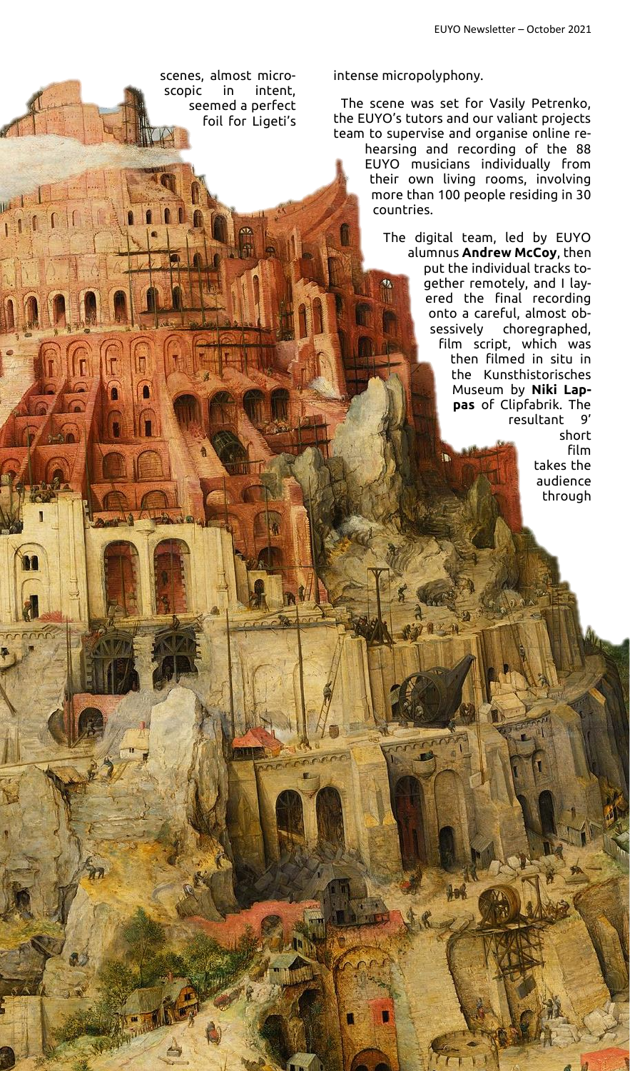scenes, almost microscopic in intent, seemed a perfect foil for Ligeti's intense micropolyphony.

The scene was set for Vasily Petrenko, the EUYO's tutors and our valiant projects team to supervise and organise online rehearsing and recording of the 88 EUYO musicians individually from their own living rooms, involving more than 100 people residing in 30 countries.

The digital team, led by EUYO alumnus **Andrew McCoy**, then put the individual tracks together remotely, and I layered the final recording onto a careful, almost obsessively choregraphed, film script, which was then filmed in situ in the Kunsthistorisches Museum by **Niki Lappas** of Clipfabrik. The resultant 9' short film takes the audience through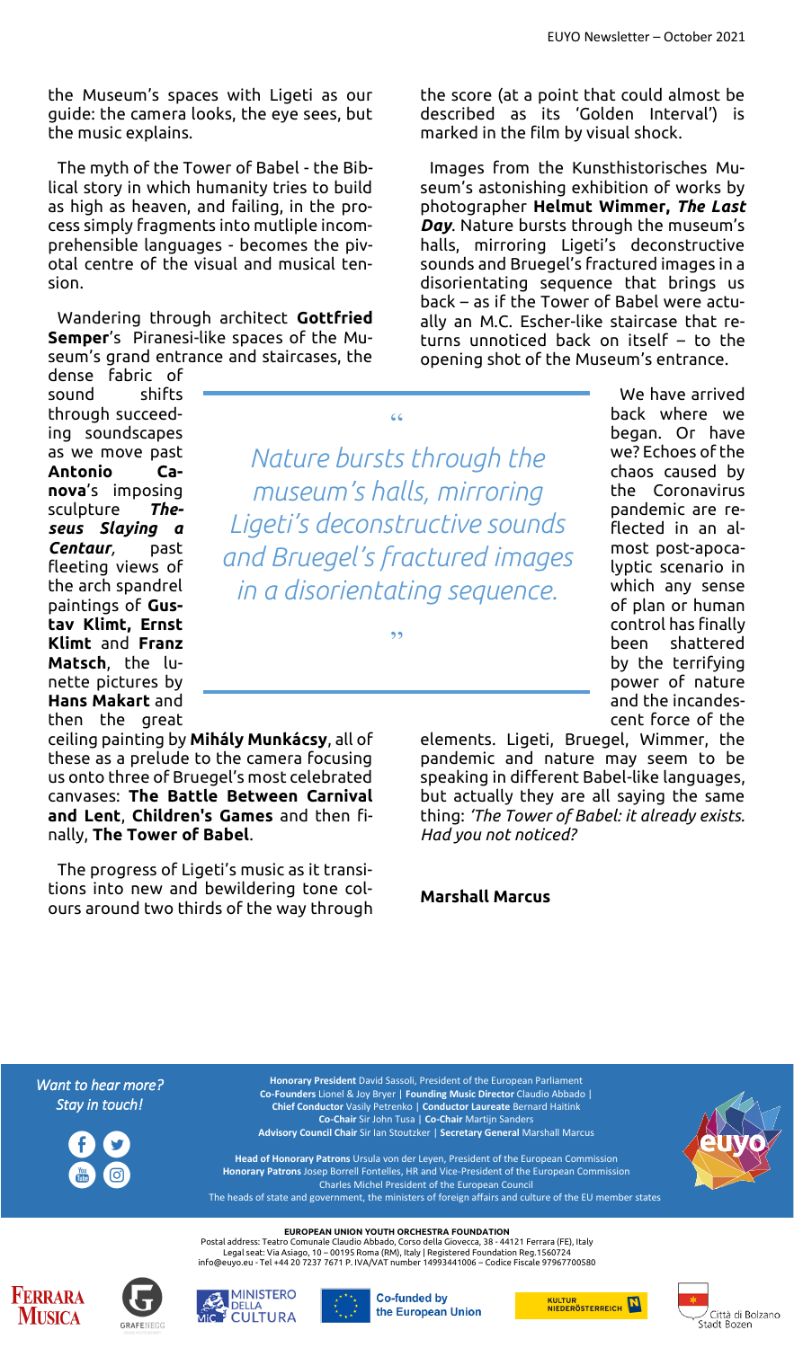the Museum's spaces with Ligeti as our guide: the camera looks, the eye sees, but the music explains.

The myth of the Tower of Babel - the Biblical story in which humanity tries to build as high as heaven, and failing, in the process simply fragments into mutliple incomprehensible languages - becomes the pivotal centre of the visual and musical tension.

Wandering through architect **Gottfried Semper**'s Piranesi-like spaces of the Museum's grand entrance and staircases, the dense fabric of sound shifts through succeeding soundscapes as we move past **Antonio Canova**'s imposing sculpture ***Theseus Slaying a Centaur***, past fleeting views of the arch spandrel paintings of **Gustav Klimt, Ernst Klimt** and **Franz Matsch**, the lunette pictures by **Hans Makart** and then the great ceiling painting by **Mihály Munkácsy**, all of these as a prelude to the camera focusing us onto three of Bruegel's most celebrated canvases: **The Battle Between Carnival and Lent**, **Children's Games** and then finally, **The Tower of Babel**.

The progress of Ligeti's music as it transitions into new and bewildering tone colours around two thirds of the way through the score (at a point that could almost be described as its 'Golden Interval') is marked in the film by visual shock.

Images from the Kunsthistorisches Museum's astonishing exhibition of works by photographer **Helmut Wimmer, *The Last Day***. Nature bursts through the museum's halls, mirroring Ligeti's deconstructive sounds and Bruegel's fractured images in a disorientating sequence that brings us back – as if the Tower of Babel were actually an M.C. Escher-like staircase that returns unnoticed back on itself – to the opening shot of the Museum's entrance.

> *"Nature bursts through the museum's halls, mirroring Ligeti's deconstructive sounds and Bruegel's fractured images in a disorientating sequence."*

We have arrived back where we began. Or have we? Echoes of the chaos caused by the Coronavirus pandemic are reflected in an almost post-apocalyptic scenario in which any sense of plan or human control has finally been shattered by the terrifying power of nature and the incandescent force of the elements. Ligeti, Bruegel, Wimmer, the pandemic and nature may seem to be speaking in different Babel-like languages, but actually they are all saying the same thing: *'The Tower of Babel: it already exists. Had you not noticed?*

**Marshall Marcus**

*Want to hear more? Stay in touch!*

**Honorary President** David Sassoli, President of the European Parliament
**Co-Founders** Lionel & Joy Bryer | **Founding Music Director** Claudio Abbado |
**Chief Conductor** Vasily Petrenko | **Conductor Laureate** Bernard Haitink
**Co-Chair** Sir John Tusa | **Co-Chair** Martijn Sanders
**Advisory Council Chair** Sir Ian Stoutzker | **Secretary General** Marshall Marcus

**Head of Honorary Patrons** Ursula von der Leyen, President of the European Commission
**Honorary Patrons** Josep Borrell Fontelles, HR and Vice-President of the European Commission
Charles Michel President of the European Council
The heads of state and government, the ministers of foreign affairs and culture of the EU member states

**EUROPEAN UNION YOUTH ORCHESTRA FOUNDATION**
Postal address: Teatro Comunale Claudio Abbado, Corso della Giovecca, 38 - 44121 Ferrara (FE), Italy
Legal seat: Via Asiago, 10 – 00195 Roma (RM), Italy | Registered Foundation Reg.1560724
info@euyo.eu - Tel +44 20 7237 7671 P. IVA/VAT number 14993441006 – Codice Fiscale 97967700580

Ferrara Musica · Grafenegg · Ministero della Cultura · Co-funded by the European Union · Kultur Niederösterreich · Città di Bolzano Stadt Bozen